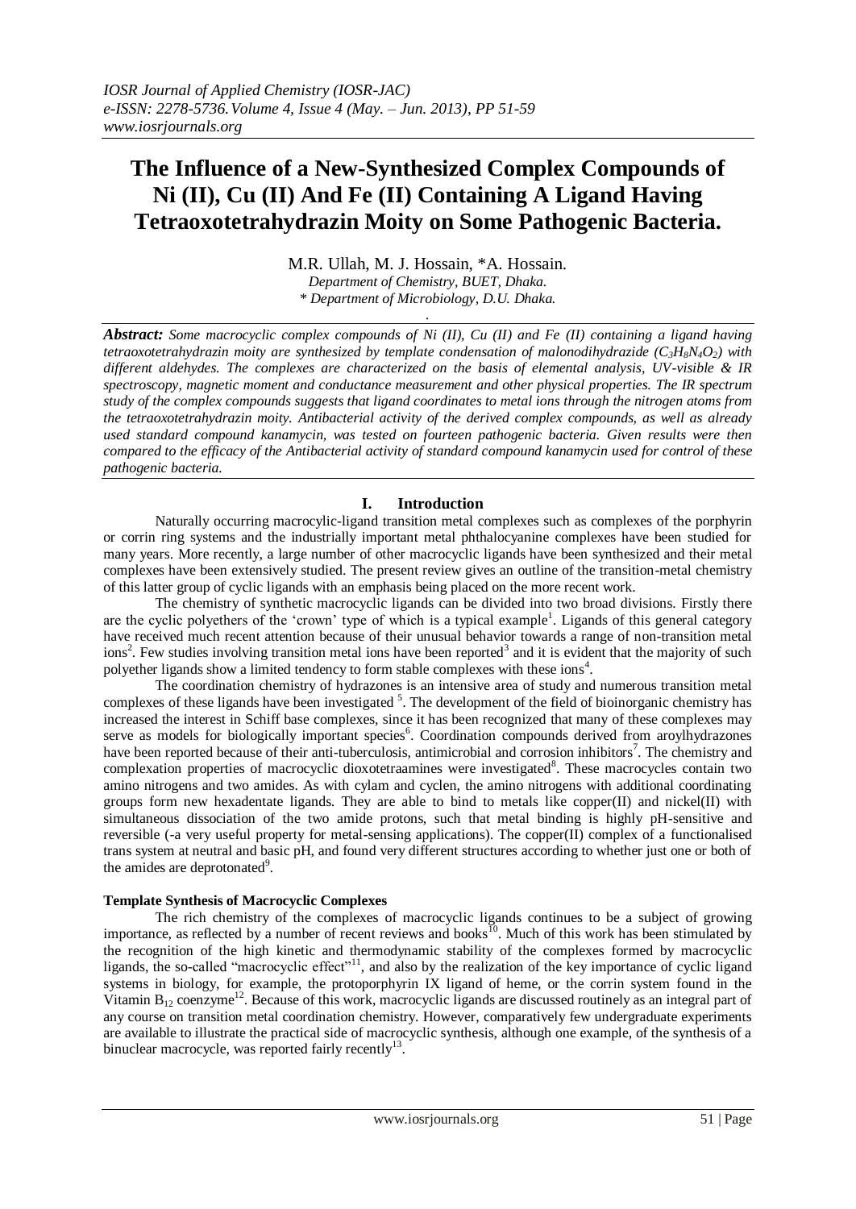# The Influence of a New-Synthesized Complex Compounds of Ni (II), Cu (II) And Fe (II) Containing A Ligand Having Tetraoxotetrahydrazin Moity on Some Pathogenic Bacteria.

M.R. Ullah, M. J. Hossain, *A. Hossain.

*Department of Chemistry, BUET, Dhaka.*
*\* Department of Microbiology, D.U. Dhaka.*

***Abstract:*** *Some macrocyclic complex compounds of Ni (II), Cu (II) and Fe (II) containing a ligand having tetraoxotetrahydrazin moity are synthesized by template condensation of malonodihydrazide ($C_3H_8N_4O_2$) with different aldehydes. The complexes are characterized on the basis of elemental analysis, UV-visible & IR spectroscopy, magnetic moment and conductance measurement and other physical properties. The IR spectrum study of the complex compounds suggests that ligand coordinates to metal ions through the nitrogen atoms from the tetraoxotetrahydrazin moity. Antibacterial activity of the derived complex compounds, as well as already used standard compound kanamycin, was tested on fourteen pathogenic bacteria. Given results were then compared to the efficacy of the Antibacterial activity of standard compound kanamycin used for control of these pathogenic bacteria.*

## I. Introduction

Naturally occurring macrocylic-ligand transition metal complexes such as complexes of the porphyrin or corrin ring systems and the industrially important metal phthalocyanine complexes have been studied for many years. More recently, a large number of other macrocyclic ligands have been synthesized and their metal complexes have been extensively studied. The present review gives an outline of the transition-metal chemistry of this latter group of cyclic ligands with an emphasis being placed on the more recent work.

The chemistry of synthetic macrocyclic ligands can be divided into two broad divisions. Firstly there are the cyclic polyethers of the 'crown' type of which is a typical example[1]. Ligands of this general category have received much recent attention because of their unusual behavior towards a range of non-transition metal ions[2]. Few studies involving transition metal ions have been reported[3] and it is evident that the majority of such polyether ligands show a limited tendency to form stable complexes with these ions[4].

The coordination chemistry of hydrazones is an intensive area of study and numerous transition metal complexes of these ligands have been investigated [5]. The development of the field of bioinorganic chemistry has increased the interest in Schiff base complexes, since it has been recognized that many of these complexes may serve as models for biologically important species[6]. Coordination compounds derived from aroylhydrazones have been reported because of their anti-tuberculosis, antimicrobial and corrosion inhibitors[7]. The chemistry and complexation properties of macrocyclic dioxotetraamines were investigated[8]. These macrocycles contain two amino nitrogens and two amides. As with cylam and cyclen, the amino nitrogens with additional coordinating groups form new hexadentate ligands. They are able to bind to metals like copper(II) and nickel(II) with simultaneous dissociation of the two amide protons, such that metal binding is highly pH-sensitive and reversible (-a very useful property for metal-sensing applications). The copper(II) complex of a functionalised trans system at neutral and basic pH, and found very different structures according to whether just one or both of the amides are deprotonated[9].

**Template Synthesis of Macrocyclic Complexes**

The rich chemistry of the complexes of macrocyclic ligands continues to be a subject of growing importance, as reflected by a number of recent reviews and books[10]. Much of this work has been stimulated by the recognition of the high kinetic and thermodynamic stability of the complexes formed by macrocyclic ligands, the so-called "macrocyclic effect"[11], and also by the realization of the key importance of cyclic ligand systems in biology, for example, the protoporphyrin IX ligand of heme, or the corrin system found in the Vitamin $B_{12}$ coenzyme[12]. Because of this work, macrocyclic ligands are discussed routinely as an integral part of any course on transition metal coordination chemistry. However, comparatively few undergraduate experiments are available to illustrate the practical side of macrocyclic synthesis, although one example, of the synthesis of a binuclear macrocycle, was reported fairly recently[13].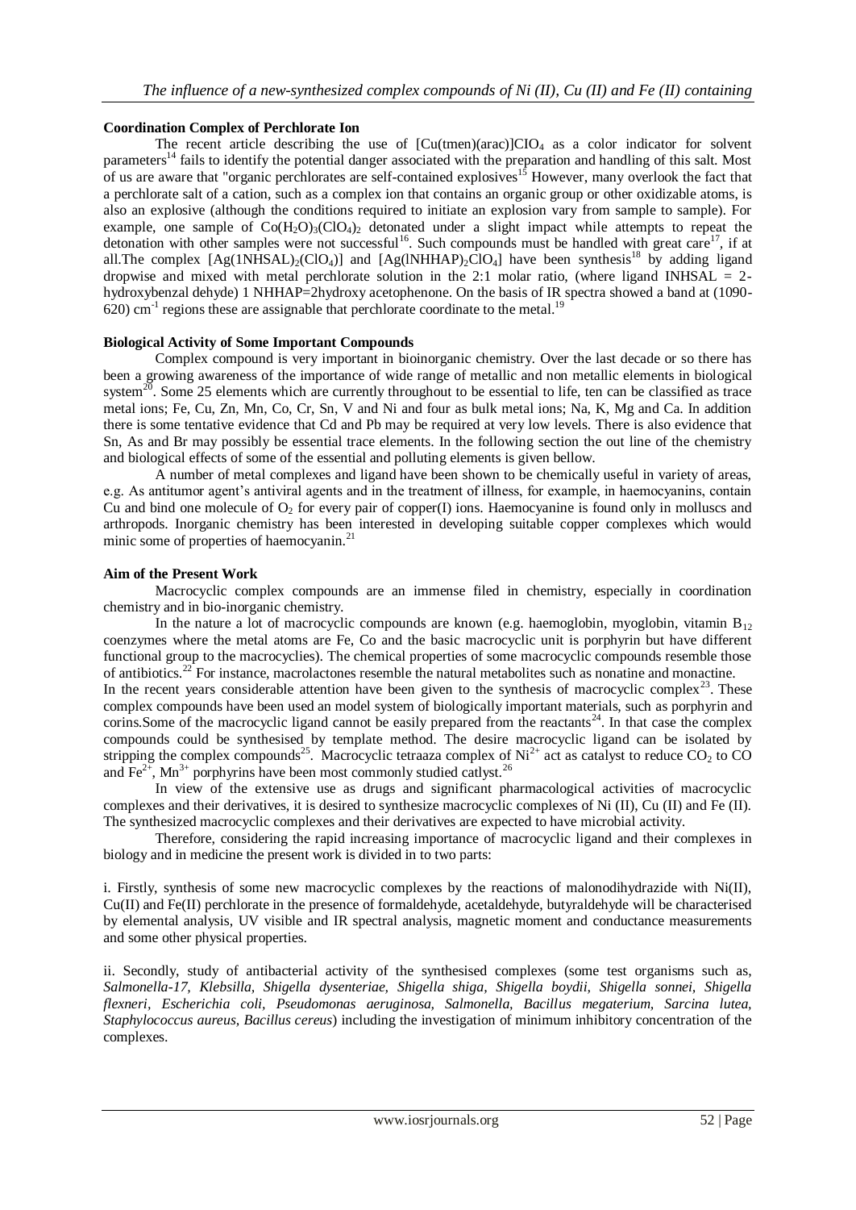### Coordination Complex of Perchlorate Ion

The recent article describing the use of $[Cu(tmen)(arac)]ClO_4$ as a color indicator for solvent parameters[14] fails to identify the potential danger associated with the preparation and handling of this salt. Most of us are aware that "organic perchlorates are self-contained explosives[15] However, many overlook the fact that a perchlorate salt of a cation, such as a complex ion that contains an organic group or other oxidizable atoms, is also an explosive (although the conditions required to initiate an explosion vary from sample to sample). For example, one sample of $Co(H_2O)_3(ClO_4)_2$ detonated under a slight impact while attempts to repeat the detonation with other samples were not successful[16]. Such compounds must be handled with great care[17], if at all.The complex $[Ag(1NHSAL)_2(ClO_4)]$ and $[Ag(lNHHAP)_2ClO_4]$ have been synthesis[18] by adding ligand dropwise and mixed with metal perchlorate solution in the 2:1 molar ratio, (where ligand INHSAL = 2-hydroxybenzal dehyde) 1 NHHAP=2hydroxy acetophenone. On the basis of IR spectra showed a band at (1090-620) $cm^{-1}$ regions these are assignable that perchlorate coordinate to the metal.[19]

### Biological Activity of Some Important Compounds

Complex compound is very important in bioinorganic chemistry. Over the last decade or so there has been a growing awareness of the importance of wide range of metallic and non metallic elements in biological system[20]. Some 25 elements which are currently throughout to be essential to life, ten can be classified as trace metal ions; Fe, Cu, Zn, Mn, Co, Cr, Sn, V and Ni and four as bulk metal ions; Na, K, Mg and Ca. In addition there is some tentative evidence that Cd and Pb may be required at very low levels. There is also evidence that Sn, As and Br may possibly be essential trace elements. In the following section the out line of the chemistry and biological effects of some of the essential and polluting elements is given bellow.

A number of metal complexes and ligand have been shown to be chemically useful in variety of areas, e.g. As antitumor agent's antiviral agents and in the treatment of illness, for example, in haemocyanins, contain Cu and bind one molecule of $O_2$ for every pair of copper(I) ions. Haemocyanine is found only in molluscs and arthropods. Inorganic chemistry has been interested in developing suitable copper complexes which would minic some of properties of haemocyanin.[21]

### Aim of the Present Work

Macrocyclic complex compounds are an immense filed in chemistry, especially in coordination chemistry and in bio-inorganic chemistry.

In the nature a lot of macrocyclic compounds are known (e.g. haemoglobin, myoglobin, vitamin $B_{12}$ coenzymes where the metal atoms are Fe, Co and the basic macrocyclic unit is porphyrin but have different functional group to the macrocyclies). The chemical properties of some macrocyclic compounds resemble those of antibiotics.[22] For instance, macrolactones resemble the natural metabolites such as nonatine and monactine.
In the recent years considerable attention have been given to the synthesis of macrocyclic complex[23]. These complex compounds have been used an model system of biologically important materials, such as porphyrin and corins.Some of the macrocyclic ligand cannot be easily prepared from the reactants[24]. In that case the complex compounds could be synthesised by template method. The desire macrocyclic ligand can be isolated by stripping the complex compounds[25]. Macrocyclic tetraaza complex of $Ni^{2+}$ act as catalyst to reduce $CO_2$ to CO and $Fe^{2+}$, $Mn^{3+}$ porphyrins have been most commonly studied catlyst.[26]

In view of the extensive use as drugs and significant pharmacological activities of macrocyclic complexes and their derivatives, it is desired to synthesize macrocyclic complexes of Ni (II), Cu (II) and Fe (II). The synthesized macrocyclic complexes and their derivatives are expected to have microbial activity.

Therefore, considering the rapid increasing importance of macrocyclic ligand and their complexes in biology and in medicine the present work is divided in to two parts:

i. Firstly, synthesis of some new macrocyclic complexes by the reactions of malonodihydrazide with Ni(II), Cu(II) and Fe(II) perchlorate in the presence of formaldehyde, acetaldehyde, butyraldehyde will be characterised by elemental analysis, UV visible and IR spectral analysis, magnetic moment and conductance measurements and some other physical properties.

ii. Secondly, study of antibacterial activity of the synthesised complexes (some test organisms such as, *Salmonella-17, Klebsilla, Shigella dysenteriae, Shigella shiga, Shigella boydii, Shigella sonnei, Shigella flexneri, Escherichia coli, Pseudomonas aeruginosa, Salmonella, Bacillus megaterium, Sarcina lutea, Stapylococcus aureus, Bacillus cereus*) including the investigation of minimum inhibitory concentration of the complexes.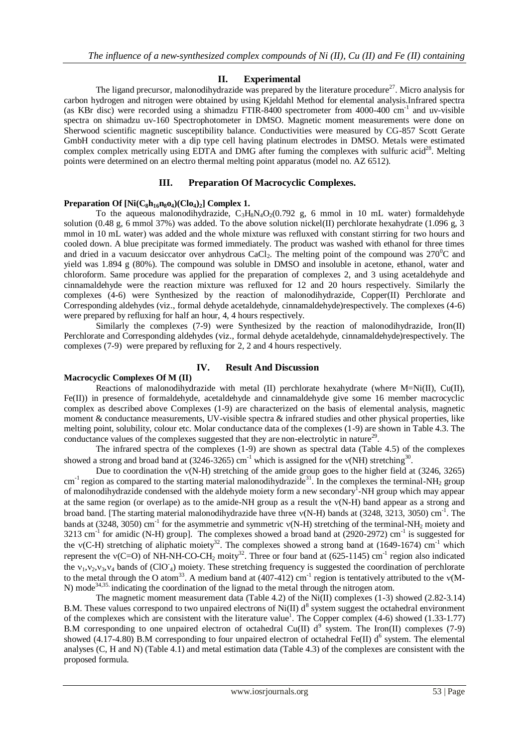## II. Experimental

The ligand precursor, malonodihydrazide was prepared by the literature procedure[27]. Micro analysis for carbon hydrogen and nitrogen were obtained by using Kjeldahl Method for elemental analysis.Infrared spectra (as KBr disc) were recorded using a shimadzu FTIR-8400 spectrometer from 4000-400 $cm^{-1}$ and uv-visible spectra on shimadzu uv-160 Spectrophotometer in DMSO. Magnetic moment measurements were done on Sherwood scientific magnetic susceptibility balance. Conductivities were measured by CG-857 Scott Gerate GmbH conductivity meter with a dip type cell having platinum electrodes in DMSO. Metals were estimated complex complex metrically using EDTA and DMG after fuming the complexes with sulfuric acid[28]. Melting points were determined on an electro thermal melting point apparatus (model no. AZ 6512).

## III. Preparation Of Macrocyclic Complexes.

**Preparation Of $[Ni(C_8h_{16}n_8o_4)(Clo_4)_2]$ Complex 1.**

To the aqueous malonodihydrazide, $C_3H_8N_4O_2$(0.792 g, 6 mmol in 10 mL water) formaldehyde solution (0.48 g, 6 mmol 37%) was added. To the above solution nickel(II) perchlorate hexahydrate (1.096 g, 3 mmol in 10 mL water) was added and the whole mixture was refluxed with constant stirring for two hours and cooled down. A blue precipitate was formed immediately. The product was washed with ethanol for three times and dried in a vacuum desiccator over anhydrous $CaCl_2$. The melting point of the compound was 270$^0$C and yield was 1.894 g (80%). The compound was soluble in DMSO and insoluble in acetone, ethanol, water and chloroform. Same procedure was applied for the preparation of complexes 2, and 3 using acetaldehyde and cinnamaldehyde were the reaction mixture was refluxed for 12 and 20 hours respectively. Similarly the complexes (4-6) were Synthesized by the reaction of malonodihydrazide, Copper(II) Perchlorate and Corresponding aldehydes (viz., formal dehyde acetaldehyde, cinnamaldehyde)respectively. The complexes (4-6) were prepared by refluxing for half an hour, 4, 4 hours respectively.

Similarly the complexes (7-9) were Synthesized by the reaction of malonodihydrazide, Iron(II) Perchlorate and Corresponding aldehydes (viz., formal dehyde acetaldehyde, cinnamaldehyde)respectively. The complexes (7-9) were prepared by refluxing for 2, 2 and 4 hours respectively.

## IV. Result And Discussion

**Macrocyclic Complexes Of M (II)**

Reactions of malonodihydrazide with metal (II) perchlorate hexahydrate (where M=Ni(II), Cu(II), Fe(II)) in presence of formaldehyde, acetaldehyde and cinnamaldehyde give some 16 member macrocyclic complex as described above Complexes (1-9) are characterized on the basis of elemental analysis, magnetic moment & conductance measurements, UV-visible spectra & infrared studies and other physical properties, like melting point, solubility, colour etc. Molar conductance data of the complexes (1-9) are shown in Table 4.3. The conductance values of the complexes suggested that they are non-electrolytic in nature[29].

The infrared spectra of the complexes (1-9) are shown as spectral data (Table 4.5) of the complexes showed a strong and broad band at (3246-3265) $cm^{-1}$ which is assigned for the ν(NH) stretching[30].

Due to coordination the ν(N-H) stretching of the amide group goes to the higher field at (3246, 3265) $cm^{-1}$ region as compared to the starting material malonodihydrazide[31]. In the complexes the terminal-$NH_2$ group of malonodihydrazide condensed with the aldehyde moiety form a new secondary[1]-NH group which may appear at the same region (or overlape) as to the amide-NH group as a result the ν(N-H) band appear as a strong and broad band. [The starting material malonodihydrazide have three ν(N-H) bands at (3248, 3213, 3050) $cm^{-1}$. The bands at (3248, 3050) $cm^{-1}$ for the asymmetrie and symmetric ν(N-H) stretching of the terminal-$NH_2$ moiety and 3213 $cm^{-1}$ for amidic (N-H) group]. The complexes showed a broad band at (2920-2972) $cm^{-1}$ is suggested for the ν(C-H) stretching of aliphatic moiety[32]. The complexes showed a strong band at (1649-1674) $cm^{-1}$ which represent the ν(C=O) of NH-NH-CO-$CH_2$ moity[32]. Three or four band at (625-1145) $cm^{-1}$ region also indicated the $\nu_1,\nu_2,\nu_3,\nu_4$ bands of ($ClO_4^-$) moiety. These stretching frequency is suggested the coordination of perchlorate to the metal through the O atom[33]. A medium band at (407-412) $cm^{-1}$ region is tentatively attributed to the ν(M-N) mode[34,35.] indicating the coordination of the lignad to the metal through the nitrogen atom.

The magnetic moment measurement data (Table 4.2) of the Ni(II) complexes (1-3) showed (2.82-3.14) B.M. These values correspond to two unpaired electrons of Ni(II) $d^8$ system suggest the octahedral environment of the complexes which are consistent with the literature value[1]. The Copper complex (4-6) showed (1.33-1.77) B.M corresponding to one unpaired electron of octahedral Cu(II) $d^9$ system. The Iron(II) complexes (7-9) showed (4.17-4.80) B.M corresponding to four unpaired electron of octahedral Fe(II) $d^6$ system. The elemental analyses (C, H and N) (Table 4.1) and metal estimation data (Table 4.3) of the complexes are consistent with the proposed formula.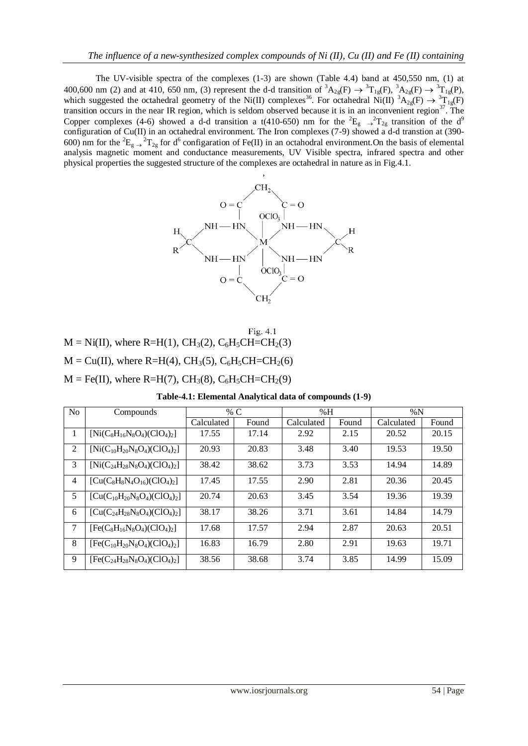The UV-visible spectra of the complexes (1-3) are shown (Table 4.4) band at 450,550 nm, (1) at 400,600 nm (2) and at 410, 650 nm, (3) represent the d-d transition of ${}^3A_{2g}(F) \rightarrow {}^3T_{1g}(F)$, ${}^3A_{2g}(F) \rightarrow {}^3T_{1g}(P)$, which suggested the octahedral geometry of the Ni(II) complexes[36]. For octahedral Ni(II) ${}^3A_{2g}(F) \rightarrow {}^3T_{1g}(F)$ transition occurs in the near IR region, which is seldom observed because it is in an inconvenient region[37]. The Copper complexes (4-6) showed a d-d transition a t(410-650) nm for the ${}^2E_g \rightarrow {}^2T_{2g}$ transition of the $d^9$ configuration of Cu(II) in an octahedral environment. The Iron complexes (7-9) showed a d-d transtion at (390-600) nm for the ${}^2E_g \rightarrow {}^2T_{2g}$ for $d^6$ configaration of Fe(II) in an octahodral environment.On the basis of elemental analysis magnetic moment and conductance measurements, UV Visible spectra, infrared spectra and other physical properties the suggested structure of the complexes are octahedral in nature as in Fig.4.1.

Fig. 4.1

M = Ni(II), where R=H(1), $CH_3$(2), $C_6H_5CH=CH_2$(3)

M = Cu(II), where R=H(4), $CH_3$(5), $C_6H_5CH=CH_2$(6)

M = Fe(II), where R=H(7), $CH_3$(8), $C_6H_5CH=CH_2$(9)

**Table-4.1: Elemental Analytical data of compounds (1-9)**

| No | Compounds | % C | | %H | | %N | |
|---|---|---|---|---|---|---|---|
| | | Calculated | Found | Calculated | Found | Calculated | Found |
| 1 | $[Ni(C_8H_{16}N_8O_4)(ClO_4)_2]$ | 17.55 | 17.14 | 2.92 | 2.15 | 20.52 | 20.15 |
| 2 | $[Ni(C_{10}H_{20}N_8O_4)(ClO_4)_2]$ | 20.93 | 20.83 | 3.48 | 3.40 | 19.53 | 19.50 |
| 3 | $[Ni(C_{24}H_{28}N_8O_4)(ClO_4)_2]$ | 38.42 | 38.62 | 3.73 | 3.53 | 14.94 | 14.89 |
| 4 | $[Cu(C_8H_8N_4O_{16})(ClO_4)_2]$ | 17.45 | 17.55 | 2.90 | 2.81 | 20.36 | 20.45 |
| 5 | $[Cu(C_{10}H_{20}N_8O_4)(ClO_4)_2]$ | 20.74 | 20.63 | 3.45 | 3.54 | 19.36 | 19.39 |
| 6 | $[Cu(C_{24}H_{28}N_8O_4)(ClO_4)_2]$ | 38.17 | 38.26 | 3.71 | 3.61 | 14.84 | 14.79 |
| 7 | $[Fe(C_8H_{16}N_8O_4)(ClO_4)_2]$ | 17.68 | 17.57 | 2.94 | 2.87 | 20.63 | 20.51 |
| 8 | $[Fe(C_{10}H_{20}N_8O_4)(ClO_4)_2]$ | 16.83 | 16.79 | 2.80 | 2.91 | 19.63 | 19.71 |
| 9 | $[Fe(C_{24}H_{28}N_8O_4)(ClO_4)_2]$ | 38.56 | 38.68 | 3.74 | 3.85 | 14.99 | 15.09 |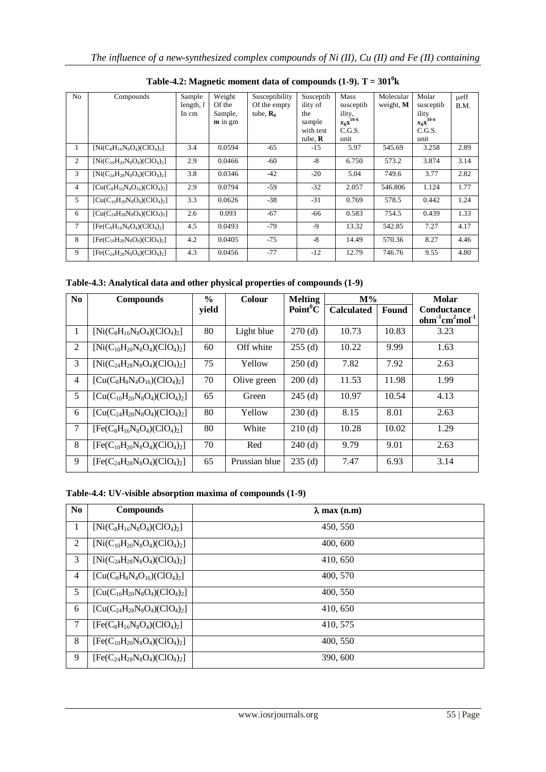**Table-4.2: Magnetic moment data of compounds (1-9). T = 301$^0$k**

| No | Compounds | Sample length, $l$ In cm | Weight Of the Sample, $m$ in gm | Susceptibility Of the empty tube, $R_0$ | Susceptibility of the sample with test tube, $R$ | Mass susceptibility, $x_g x^{10-6}$ C.G.S. unit | Molecular weight, $M$ | Molar susceptibility $x_g x^{10-6}$ C.G.S. unit | μeff B.M. |
|---|---|---|---|---|---|---|---|---|---|
| 1 | $[Ni(C_8H_{16}N_8O_4)(ClO_4)_2]$ | 3.4 | 0.0594 | -65 | -15 | 5.97 | 545.69 | 3.258 | 2.89 |
| 2 | $[Ni(C_{10}H_{20}N_8O_4)(ClO_4)_2]$ | 2.9 | 0.0466 | -60 | -8 | 6.750 | 573.2 | 3.874 | 3.14 |
| 3 | $[Ni(C_{24}H_{28}N_8O_4)(ClO_4)_2]$ | 3.8 | 0.0346 | -42 | -20 | 5.04 | 749.6 | 3.77 | 2.82 |
| 4 | $[Cu(C_8H_{16}N_4O_{16})(ClO_4)_2]$ | 2.9 | 0.0794 | -59 | -32 | 2.057 | 546.806 | 1.124 | 1.77 |
| 5 | $[Cu(C_{10}H_{20}N_8O_4)(ClO_4)_2]$ | 3.3 | 0.0626 | -38 | -31 | 0.769 | 578.5 | 0.442 | 1.24 |
| 6 | $[Cu(C_{24}H_{28}N_8O_4)(ClO_4)_2]$ | 2.6 | 0.093 | -67 | -66 | 0.583 | 754.5 | 0.439 | 1.33 |
| 7 | $[Fe(C_8H_{16}N_8O_4)(ClO_4)_2]$ | 4.5 | 0.0493 | -79 | -9 | 13.32 | 542.85 | 7.27 | 4.17 |
| 8 | $[Fe(C_{10}H_{20}N_8O_4)(ClO_4)_2]$ | 4.2 | 0.0405 | -75 | -8 | 14.49 | 570.36 | 8.27 | 4.46 |
| 9 | $[Fe(C_{24}H_{28}N_8O_4)(ClO_4)_2]$ | 4.3 | 0.0456 | -77 | -12 | 12.79 | 746.76 | 9.55 | 4.80 |

**Table-4.3: Analytical data and other physical properties of compounds (1-9)**

| No | Compounds | % yield | Colour | Melting Point$^0$C | M% | | Molar Conductance $ohm^{-1}cm^2mol^{-1}$ |
|---|---|---|---|---|---|---|---|
| | | | | | Calculated | Found | |
| 1 | $[Ni(C_8H_{16}N_8O_4)(ClO_4)_2]$ | 80 | Light blue | 270 (d) | 10.73 | 10.83 | 3.23 |
| 2 | $[Ni(C_{10}H_{20}N_8O_4)(ClO_4)_2]$ | 60 | Off white | 255 (d) | 10.22 | 9.99 | 1.63 |
| 3 | $[Ni(C_{24}H_{28}N_8O_4)(ClO_4)_2]$ | 75 | Yellow | 250 (d) | 7.82 | 7.92 | 2.63 |
| 4 | $[Cu(C_8H_8N_4O_{16})(ClO_4)_2]$ | 70 | Olive green | 200 (d) | 11.53 | 11.98 | 1.99 |
| 5 | $[Cu(C_{10}H_{20}N_8O_4)(ClO_4)_2]$ | 65 | Green | 245 (d) | 10.97 | 10.54 | 4.13 |
| 6 | $[Cu(C_{24}H_{28}N_8O_4)(ClO_4)_2]$ | 80 | Yellow | 230 (d) | 8.15 | 8.01 | 2.63 |
| 7 | $[Fe(C_8H_{16}N_8O_4)(ClO_4)_2]$ | 80 | White | 210 (d) | 10.28 | 10.02 | 1.29 |
| 8 | $[Fe(C_{10}H_{20}N_8O_4)(ClO_4)_2]$ | 70 | Red | 240 (d) | 9.79 | 9.01 | 2.63 |
| 9 | $[Fe(C_{24}H_{28}N_8O_4)(ClO_4)_2]$ | 65 | Prussian blue | 235 (d) | 7.47 | 6.93 | 3.14 |

**Table-4.4: UV-visible absorption maxima of compounds (1-9)**

| No | Compounds | λ max (n.m) |
|---|---|---|
| 1 | $[Ni(C_8H_{16}N_8O_4)(ClO_4)_2]$ | 450, 550 |
| 2 | $[Ni(C_{10}H_{20}N_8O_4)(ClO_4)_2]$ | 400, 600 |
| 3 | $[Ni(C_{24}H_{28}N_8O_4)(ClO_4)_2]$ | 410, 650 |
| 4 | $[Cu(C_8H_8N_4O_{16})(ClO_4)_2]$ | 400, 570 |
| 5 | $[Cu(C_{10}H_{20}N_8O_4)(ClO_4)_2]$ | 400, 550 |
| 6 | $[Cu(C_{24}H_{28}N_8O_4)(ClO_4)_2]$ | 410, 650 |
| 7 | $[Fe(C_8H_{16}N_8O_4)(ClO_4)_2]$ | 410, 575 |
| 8 | $[Fe(C_{10}H_{20}N_8O_4)(ClO_4)_2]$ | 400, 550 |
| 9 | $[Fe(C_{24}H_{28}N_8O_4)(ClO_4)_2]$ | 390, 600 |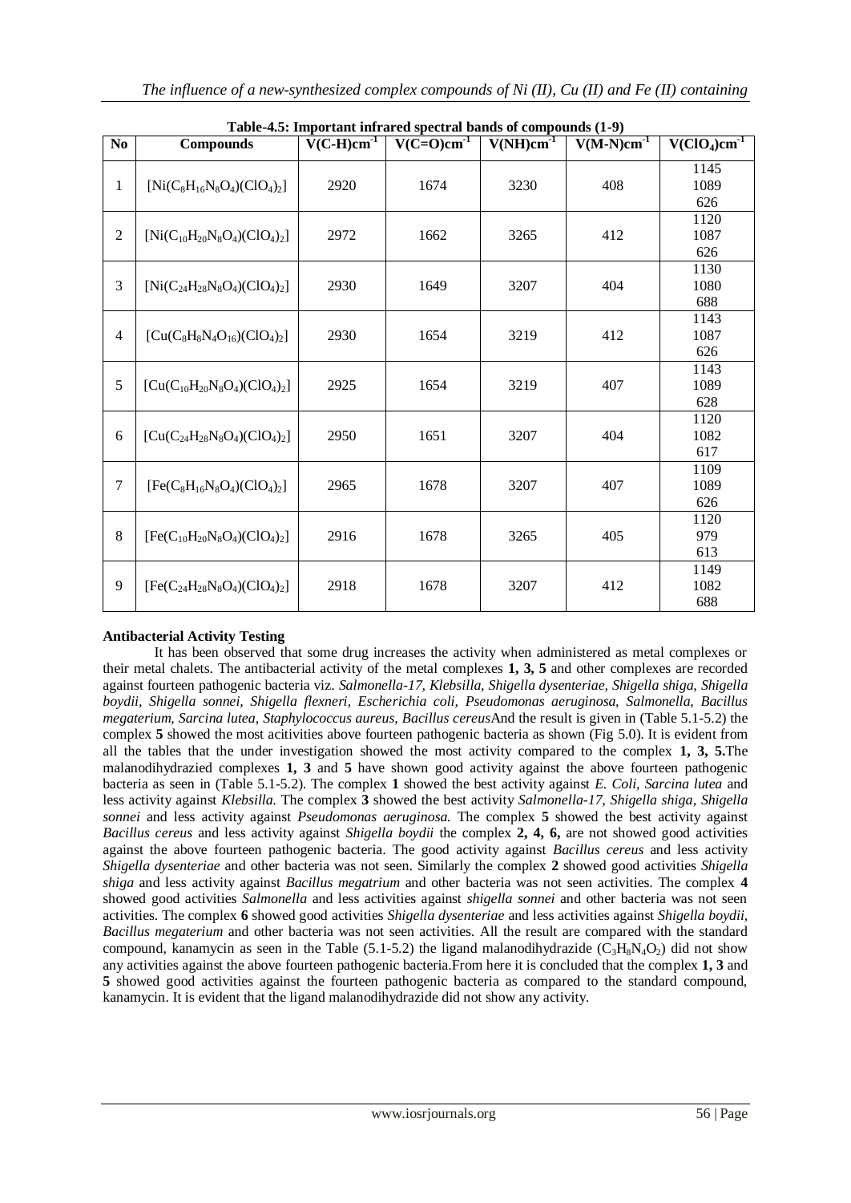**Table-4.5: Important infrared spectral bands of compounds (1-9)**

| No | Compounds | $V(C\text{-}H)cm^{-1}$ | $V(C{=}O)cm^{-1}$ | $V(NH)cm^{-1}$ | $V(M\text{-}N)cm^{-1}$ | $V(ClO_4)cm^{-1}$ |
|---|---|---|---|---|---|---|
| 1 | $[Ni(C_8H_{16}N_8O_4)(ClO_4)_2]$ | 2920 | 1674 | 3230 | 408 | 1145<br>1089<br>626 |
| 2 | $[Ni(C_{10}H_{20}N_8O_4)(ClO_4)_2]$ | 2972 | 1662 | 3265 | 412 | 1120<br>1087<br>626 |
| 3 | $[Ni(C_{24}H_{28}N_8O_4)(ClO_4)_2]$ | 2930 | 1649 | 3207 | 404 | 1130<br>1080<br>688 |
| 4 | $[Cu(C_8H_8N_4O_{16})(ClO_4)_2]$ | 2930 | 1654 | 3219 | 412 | 1143<br>1087<br>626 |
| 5 | $[Cu(C_{10}H_{20}N_8O_4)(ClO_4)_2]$ | 2925 | 1654 | 3219 | 407 | 1143<br>1089<br>628 |
| 6 | $[Cu(C_{24}H_{28}N_8O_4)(ClO_4)_2]$ | 2950 | 1651 | 3207 | 404 | 1120<br>1082<br>617 |
| 7 | $[Fe(C_8H_{16}N_8O_4)(ClO_4)_2]$ | 2965 | 1678 | 3207 | 407 | 1109<br>1089<br>626 |
| 8 | $[Fe(C_{10}H_{20}N_8O_4)(ClO_4)_2]$ | 2916 | 1678 | 3265 | 405 | 1120<br>979<br>613 |
| 9 | $[Fe(C_{24}H_{28}N_8O_4)(ClO_4)_2]$ | 2918 | 1678 | 3207 | 412 | 1149<br>1082<br>688 |

**Antibacterial Activity Testing**

It has been observed that some drug increases the activity when administered as metal complexes or their metal chalets. The antibacterial activity of the metal complexes **1, 3, 5** and other complexes are recorded against fourteen pathogenic bacteria viz. *Salmonella-17, Klebsilla, Shigella dysenteriae, Shigella shiga, Shigella boydii, Shigella sonnei, Shigella flexneri, Escherichia coli, Pseudomonas aeruginosa, Salmonella, Bacillus megaterium, Sarcina lutea, Staphylococcus aureus, Bacillus cereus*And the result is given in (Table 5.1-5.2) the complex **5** showed the most acitivities above fourteen pathogenic bacteria as shown (Fig 5.0). It is evident from all the tables that the under investigation showed the most activity compared to the complex **1, 3, 5.**The malanodihydrazied complexes **1, 3** and **5** have shown good activity against the above fourteen pathogenic bacteria as seen in (Table 5.1-5.2). The complex **1** showed the best activity against *E. Coli, Sarcina lutea* and less activity against *Klebsilla.* The complex **3** showed the best activity *Salmonella-17, Shigella shiga, Shigella sonnei* and less activity against *Pseudomonas aeruginosa.* The complex **5** showed the best activity against *Bacillus cereus* and less activity against *Shigella boydii* the complex **2, 4, 6,** are not showed good activities against the above fourteen pathogenic bacteria. The good activity against *Bacillus cereus* and less activity *Shigella dysenteriae* and other bacteria was not seen. Similarly the complex **2** showed good activities *Shigella shiga* and less activity against *Bacillus megatrium* and other bacteria was not seen activities. The complex **4** showed good activities *Salmonella* and less activities against *shigella sonnei* and other bacteria was not seen activities. The complex **6** showed good activities *Shigella dysenteriae* and less activities against *Shigella boydii, Bacillus megaterium* and other bacteria was not seen activities. All the result are compared with the standard compound, kanamycin as seen in the Table (5.1-5.2) the ligand malanodihydrazide ($C_3H_8N_4O_2$) did not show any activities against the above fourteen pathogenic bacteria.From here it is concluded that the complex **1, 3** and **5** showed good activities against the fourteen pathogenic bacteria as compared to the standard compound, kanamycin. It is evident that the ligand malanodihydrazide did not show any activity.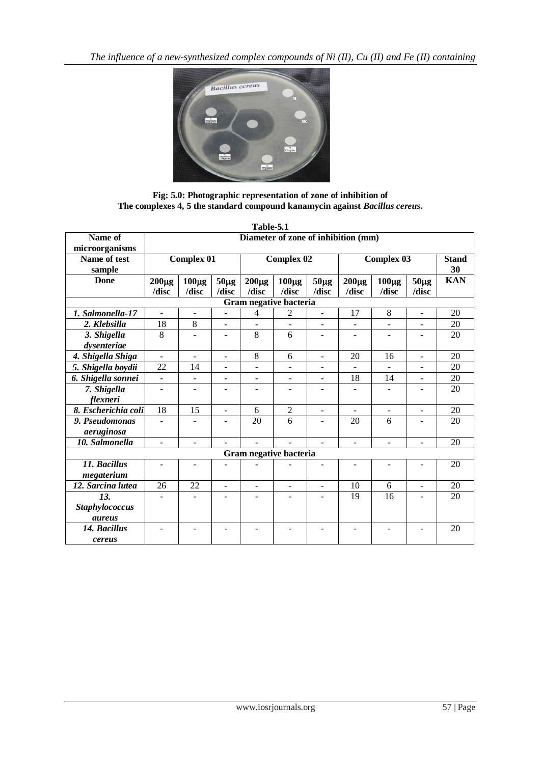**Fig: 5.0: Photographic representation of zone of inhibition of**
**The complexes 4, 5 the standard compound kanamycin against *Bacillus cereus*.**

**Table-5.1**

| Name of microorganisms | Diameter of zone of inhibition (mm) | | | | | | | | | |
|---|---|---|---|---|---|---|---|---|---|---|
| **Name of test sample** | **Complex 01** | | | **Complex 02** | | | **Complex 03** | | | **Stand 30** |
| **Done** | **200μg /disc** | **100μg /disc** | **50μg /disc** | **200μg /disc** | **100μg /disc** | **50μg /disc** | **200μg /disc** | **100μg /disc** | **50μg /disc** | **KAN** |
| **Gram negative bacteria** | | | | | | | | | | |
| ***1. Salmonella-17*** | - | - | - | 4 | 2 | - | 17 | 8 | - | 20 |
| ***2. Klebsilla*** | 18 | 8 | - | - | - | - | - | - | - | 20 |
| ***3. Shigella dysenteriae*** | 8 | - | - | 8 | 6 | - | - | - | - | 20 |
| ***4. Shigella Shiga*** | - | - | - | 8 | 6 | - | 20 | 16 | - | 20 |
| ***5. Shigella boydii*** | 22 | 14 | - | - | - | - | - | - | - | 20 |
| ***6. Shigella sonnei*** | - | - | - | - | - | - | 18 | 14 | - | 20 |
| ***7. Shigella flexneri*** | - | - | - | - | - | - | - | - | - | 20 |
| ***8. Escherichia coli*** | 18 | 15 | - | 6 | 2 | - | - | - | - | 20 |
| ***9. Pseudomonas aeruginosa*** | - | - | - | 20 | 6 | - | 20 | 6 | - | 20 |
| ***10. Salmonella*** | - | - | - | - | - | - | - | - | - | 20 |
| **Gram negative bacteria** | | | | | | | | | | |
| ***11. Bacillus megaterium*** | - | - | - | - | - | - | - | - | - | 20 |
| ***12. Sarcina lutea*** | 26 | 22 | - | - | - | - | 10 | 6 | - | 20 |
| ***13. Staphylococcus aureus*** | - | - | - | - | - | - | 19 | 16 | - | 20 |
| ***14. Bacillus cereus*** | - | - | - | - | - | - | - | - | - | 20 |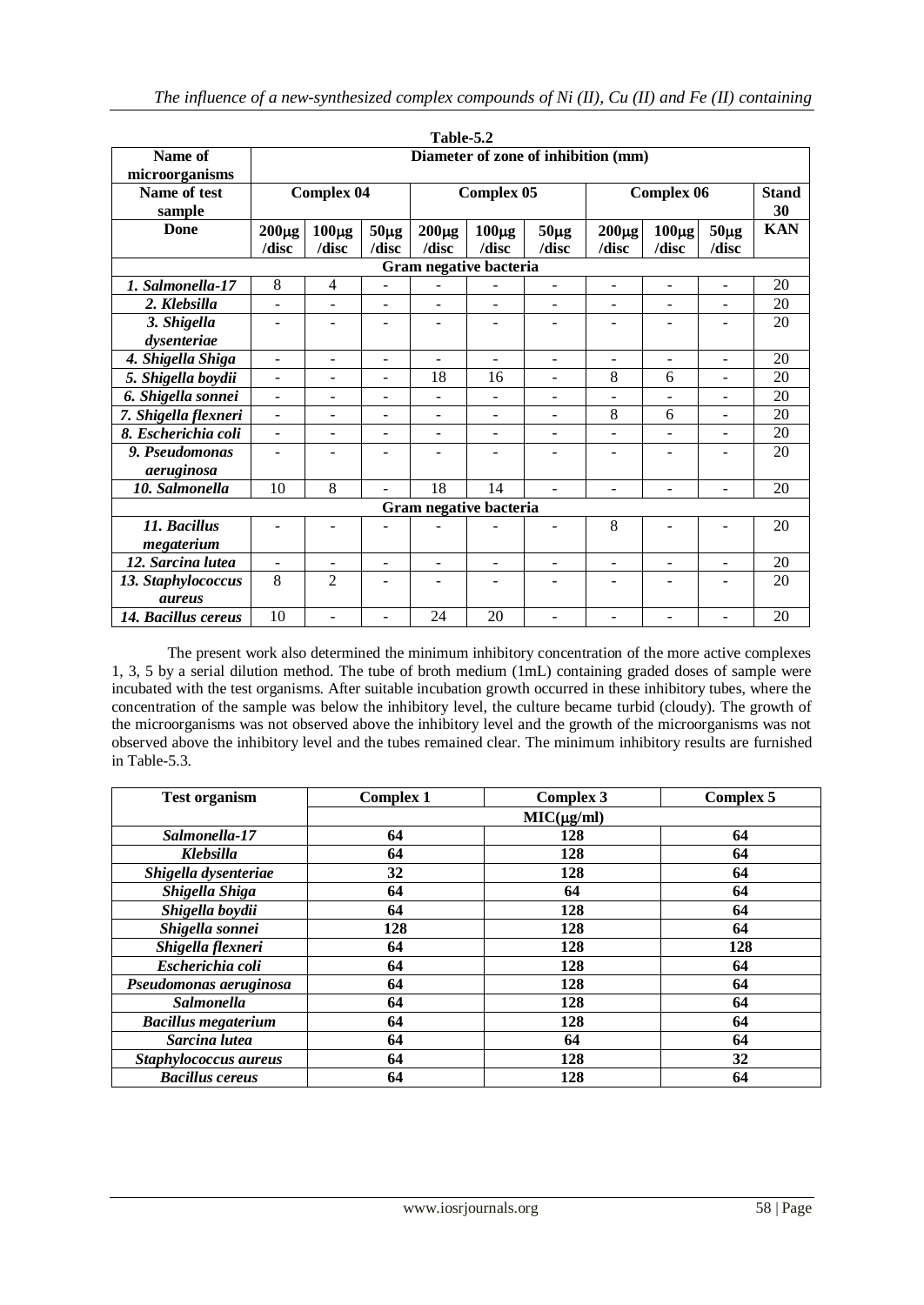**Table-5.2**

| Name of microorganisms | Diameter of zone of inhibition (mm) | | | | | | | | | |
|---|---|---|---|---|---|---|---|---|---|---|
| Name of test sample | Complex 04 | | | Complex 05 | | | Complex 06 | | | Stand 30 |
| Done | 200μg /disc | 100μg /disc | 50μg /disc | 200μg /disc | 100μg /disc | 50μg /disc | 200μg /disc | 100μg /disc | 50μg /disc | KAN |
| **Gram negative bacteria** | | | | | | | | | | |
| *1. Salmonella-17* | 8 | 4 | - | - | - | - | - | - | - | 20 |
| *2. Klebsilla* | - | - | - | - | - | - | - | - | - | 20 |
| *3. Shigella dysenteriae* | - | - | - | - | - | - | - | - | - | 20 |
| *4. Shigella Shiga* | - | - | - | - | - | - | - | - | - | 20 |
| *5. Shigella boydii* | - | - | - | 18 | 16 | - | 8 | 6 | - | 20 |
| *6. Shigella sonnei* | - | - | - | - | - | - | - | - | - | 20 |
| *7. Shigella flexneri* | - | - | - | - | - | - | 8 | 6 | - | 20 |
| *8. Escherichia coli* | - | - | - | - | - | - | - | - | - | 20 |
| *9. Pseudomonas aeruginosa* | - | - | - | - | - | - | - | - | - | 20 |
| *10. Salmonella* | 10 | 8 | - | 18 | 14 | - | - | - | - | 20 |
| **Gram negative bacteria** | | | | | | | | | | |
| *11. Bacillus megaterium* | - | - | - | - | - | - | 8 | - | - | 20 |
| *12. Sarcina lutea* | - | - | - | - | - | - | - | - | - | 20 |
| *13. Staphylococcus aureus* | 8 | 2 | - | - | - | - | - | - | - | 20 |
| *14. Bacillus cereus* | 10 | - | - | 24 | 20 | - | - | - | - | 20 |

The present work also determined the minimum inhibitory concentration of the more active complexes 1, 3, 5 by a serial dilution method. The tube of broth medium (1mL) containing graded doses of sample were incubated with the test organisms. After suitable incubation growth occurred in these inhibitory tubes, where the concentration of the sample was below the inhibitory level, the culture became turbid (cloudy). The growth of the microorganisms was not observed above the inhibitory level and the growth of the microorganisms was not observed above the inhibitory level and the tubes remained clear. The minimum inhibitory results are furnished in Table-5.3.

| Test organism | Complex 1 | Complex 3 | Complex 5 |
|---|---|---|---|
| | MIC(μg/ml) | | |
| *Salmonella-17* | 64 | 128 | 64 |
| *Klebsilla* | 64 | 128 | 64 |
| *Shigella dysenteriae* | 32 | 128 | 64 |
| *Shigella Shiga* | 64 | 64 | 64 |
| *Shigella boydii* | 64 | 128 | 64 |
| *Shigella sonnei* | 128 | 128 | 64 |
| *Shigella flexneri* | 64 | 128 | 128 |
| *Escherichia coli* | 64 | 128 | 64 |
| *Pseudomonas aeruginosa* | 64 | 128 | 64 |
| *Salmonella* | 64 | 128 | 64 |
| *Bacillus megaterium* | 64 | 128 | 64 |
| *Sarcina lutea* | 64 | 64 | 64 |
| *Staphylococcus aureus* | 64 | 128 | 32 |
| *Bacillus cereus* | 64 | 128 | 64 |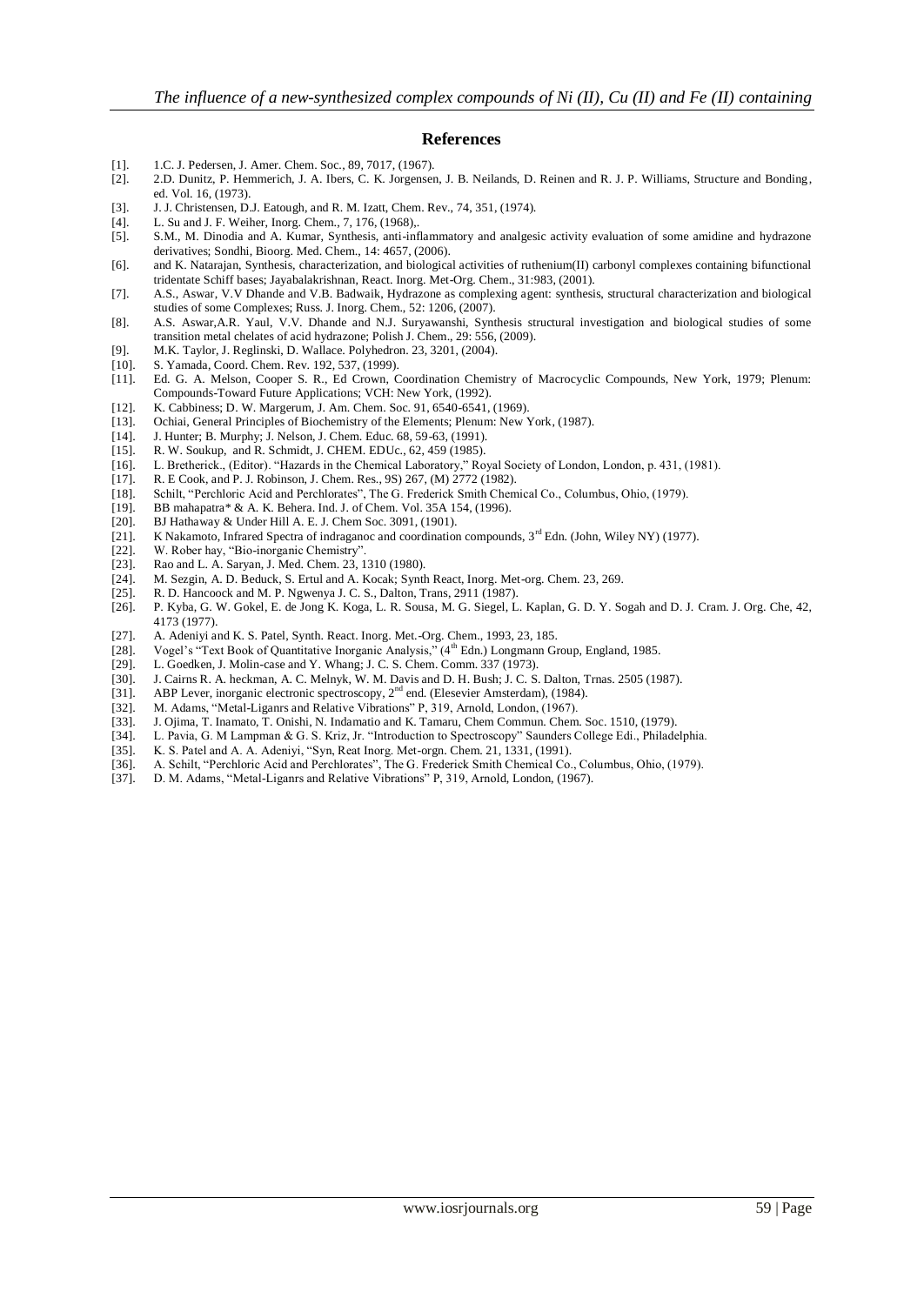## References

[1]. 1.C. J. Pedersen, J. Amer. Chem. Soc., 89, 7017, (1967).

[2]. 2.D. Dunitz, P. Hemmerich, J. A. Ibers, C. K. Jorgensen, J. B. Neilands, D. Reinen and R. J. P. Williams, Structure and Bonding, ed. Vol. 16, (1973).

[3]. J. J. Christensen, D.J. Eatough, and R. M. Izatt, Chem. Rev., 74, 351, (1974).

[4]. L. Su and J. F. Weiher, Inorg. Chem., 7, 176, (1968),.

[5]. S.M., M. Dinodia and A. Kumar, Synthesis, anti-inflammatory and analgesic activity evaluation of some amidine and hydrazone derivatives; Sondhi, Bioorg. Med. Chem., 14: 4657, (2006).

[6]. and K. Natarajan, Synthesis, characterization, and biological activities of ruthenium(II) carbonyl complexes containing bifunctional tridentate Schiff bases; Jayabalakrishnan, React. Inorg. Met-Org. Chem., 31:983, (2001).

[7]. A.S., Aswar, V.V Dhande and V.B. Badwaik, Hydrazone as complexing agent: synthesis, structural characterization and biological studies of some Complexes; Russ. J. Inorg. Chem., 52: 1206, (2007).

[8]. A.S. Aswar,A.R. Yaul, V.V. Dhande and N.J. Suryawanshi, Synthesis structural investigation and biological studies of some transition metal chelates of acid hydrazone; Polish J. Chem., 29: 556, (2009).

[9]. M.K. Taylor, J. Reglinski, D. Wallace. Polyhedron. 23, 3201, (2004).

[10]. S. Yamada, Coord. Chem. Rev. 192, 537, (1999).

[11]. Ed. G. A. Melson, Cooper S. R., Ed Crown, Coordination Chemistry of Macrocyclic Compounds, New York, 1979; Plenum: Compounds-Toward Future Applications; VCH: New York, (1992).

[12]. K. Cabbiness; D. W. Margerum, J. Am. Chem. Soc. 91, 6540-6541, (1969).

[13]. Ochiai, General Principles of Biochemistry of the Elements; Plenum: New York, (1987).

[14]. J. Hunter; B. Murphy; J. Nelson, J. Chem. Educ. 68, 59-63, (1991).

[15]. R. W. Soukup, and R. Schmidt, J. CHEM. EDUc., 62, 459 (1985).

[16]. L. Bretherick., (Editor). "Hazards in the Chemical Laboratory," Royal Society of London, London, p. 431, (1981).

[17]. R. E Cook, and P. J. Robinson, J. Chem. Res., 9S) 267, (M) 2772 (1982).

[18]. Schilt, "Perchloric Acid and Perchlorates", The G. Frederick Smith Chemical Co., Columbus, Ohio, (1979).

[19]. BB mahapatra* & A. K. Behera. Ind. J. of Chem. Vol. 35A 154, (1996).

[20]. BJ Hathaway & Under Hill A. E. J. Chem Soc. 3091, (1901).

[21]. K Nakamoto, Infrared Spectra of indraganoc and coordination compounds, 3rd Edn. (John, Wiley NY) (1977).

[22]. W. Rober hay, "Bio-inorganic Chemistry".

[23]. Rao and L. A. Saryan, J. Med. Chem. 23, 1310 (1980).

[24]. M. Sezgin, A. D. Beduck, S. Ertul and A. Kocak; Synth React, Inorg. Met-org. Chem. 23, 269.

[25]. R. D. Hancoock and M. P. Ngwenya J. C. S., Dalton, Trans, 2911 (1987).

[26]. P. Kyba, G. W. Gokel, E. de Jong K. Koga, L. R. Sousa, M. G. Siegel, L. Kaplan, G. D. Y. Sogah and D. J. Cram. J. Org. Che, 42, 4173 (1977).

[27]. A. Adeniyi and K. S. Patel, Synth. React. Inorg. Met.-Org. Chem., 1993, 23, 185.

[28]. Vogel's "Text Book of Quantitative Inorganic Analysis," (4th Edn.) Longmann Group, England, 1985.

[29]. L. Goedken, J. Molin-case and Y. Whang; J. C. S. Chem. Comm. 337 (1973).

[30]. J. Cairns R. A. heckman, A. C. Melnyk, W. M. Davis and D. H. Bush; J. C. S. Dalton, Trnas. 2505 (1987).

[31]. ABP Lever, inorganic electronic spectroscopy, 2nd end. (Elesevier Amsterdam), (1984).

[32]. M. Adams, "Metal-Liganrs and Relative Vibrations" P, 319, Arnold, London, (1967).

[33]. J. Ojima, T. Inamato, T. Onishi, N. Indamatio and K. Tamaru, Chem Commun. Chem. Soc. 1510, (1979).

[34]. L. Pavia, G. M Lampman & G. S. Kriz, Jr. "Introduction to Spectroscopy" Saunders College Edi., Philadelphia.

[35]. K. S. Patel and A. A. Adeniyi, "Syn, Reat Inorg. Met-orgn. Chem. 21, 1331, (1991).

[36]. A. Schilt, "Perchloric Acid and Perchlorates", The G. Frederick Smith Chemical Co., Columbus, Ohio, (1979).

[37]. D. M. Adams, "Metal-Liganrs and Relative Vibrations" P, 319, Arnold, London, (1967).